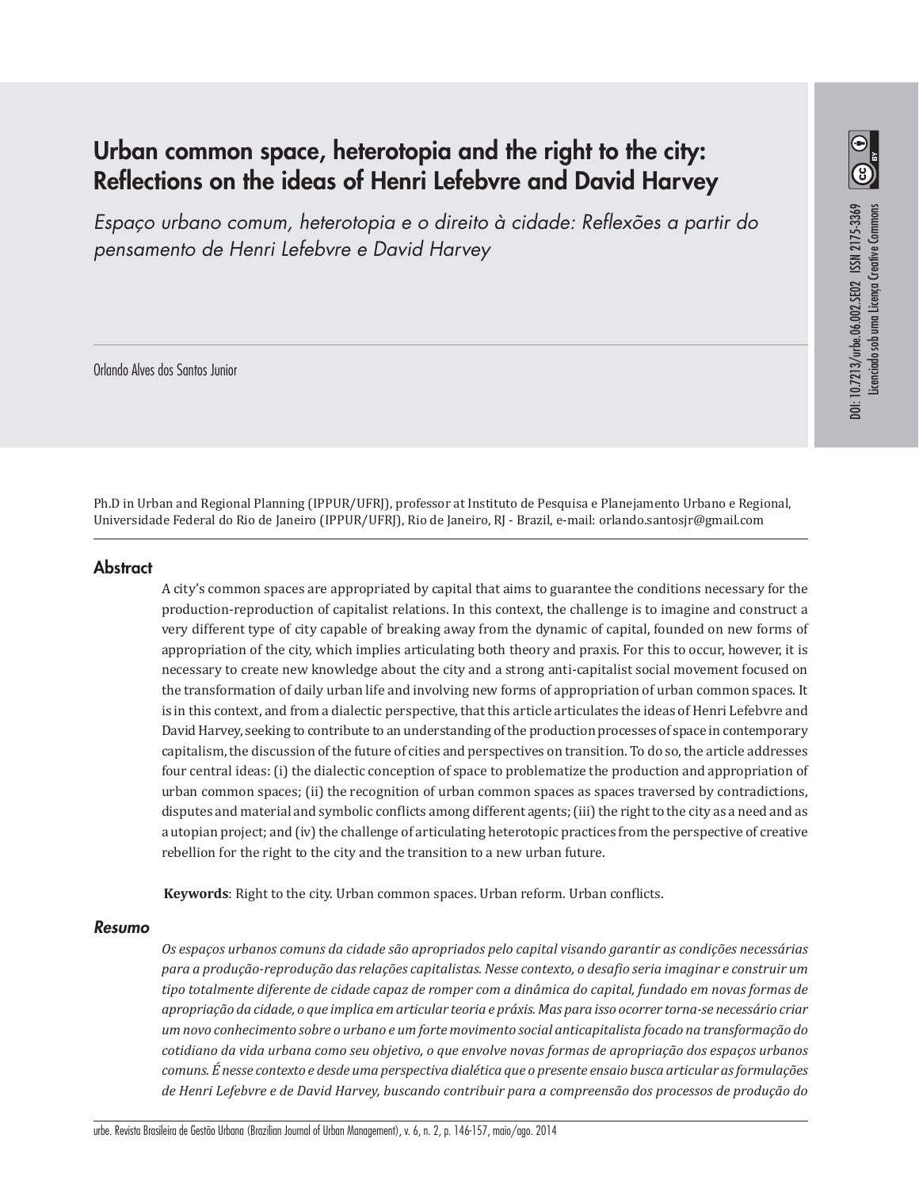# Urban common space, heterotopia and the right to the city: Reflections on the ideas of Henri Lefebvre and David Harvey

*Espaço urbano comum, heterotopia e o direito à cidade: Reflexões a partir do pensamento de Henri Lefebvre e David Harvey*

Orlando Alves dos Santos Junior

DOI: 10.7213/urbe.06.002.SE02 ISSN 2175-3369
Licenciado sob uma Licença Creative Commons

Ph.D in Urban and Regional Planning (IPPUR/UFRJ), professor at Instituto de Pesquisa e Planejamento Urbano e Regional, Universidade Federal do Rio de Janeiro (IPPUR/UFRJ), Rio de Janeiro, RJ - Brazil, e-mail: orlando.santosjr@gmail.com

## Abstract

A city's common spaces are appropriated by capital that aims to guarantee the conditions necessary for the production-reproduction of capitalist relations. In this context, the challenge is to imagine and construct a very different type of city capable of breaking away from the dynamic of capital, founded on new forms of appropriation of the city, which implies articulating both theory and praxis. For this to occur, however, it is necessary to create new knowledge about the city and a strong anti-capitalist social movement focused on the transformation of daily urban life and involving new forms of appropriation of urban common spaces. It is in this context, and from a dialectic perspective, that this article articulates the ideas of Henri Lefebvre and David Harvey, seeking to contribute to an understanding of the production processes of space in contemporary capitalism, the discussion of the future of cities and perspectives on transition. To do so, the article addresses four central ideas: (i) the dialectic conception of space to problematize the production and appropriation of urban common spaces; (ii) the recognition of urban common spaces as spaces traversed by contradictions, disputes and material and symbolic conflicts among different agents; (iii) the right to the city as a need and as a utopian project; and (iv) the challenge of articulating heterotopic practices from the perspective of creative rebellion for the right to the city and the transition to a new urban future.

**Keywords**: Right to the city. Urban common spaces. Urban reform. Urban conflicts.

## *Resumo*

*Os espaços urbanos comuns da cidade são apropriados pelo capital visando garantir as condições necessárias para a produção-reprodução das relações capitalistas. Nesse contexto, o desafio seria imaginar e construir um tipo totalmente diferente de cidade capaz de romper com a dinâmica do capital, fundado em novas formas de apropriação da cidade, o que implica em articular teoria e práxis. Mas para isso ocorrer torna-se necessário criar um novo conhecimento sobre o urbano e um forte movimento social anticapitalista focado na transformação do cotidiano da vida urbana como seu objetivo, o que envolve novas formas de apropriação dos espaços urbanos comuns. É nesse contexto e desde uma perspectiva dialética que o presente ensaio busca articular as formulações de Henri Lefebvre e de David Harvey, buscando contribuir para a compreensão dos processos de produção do*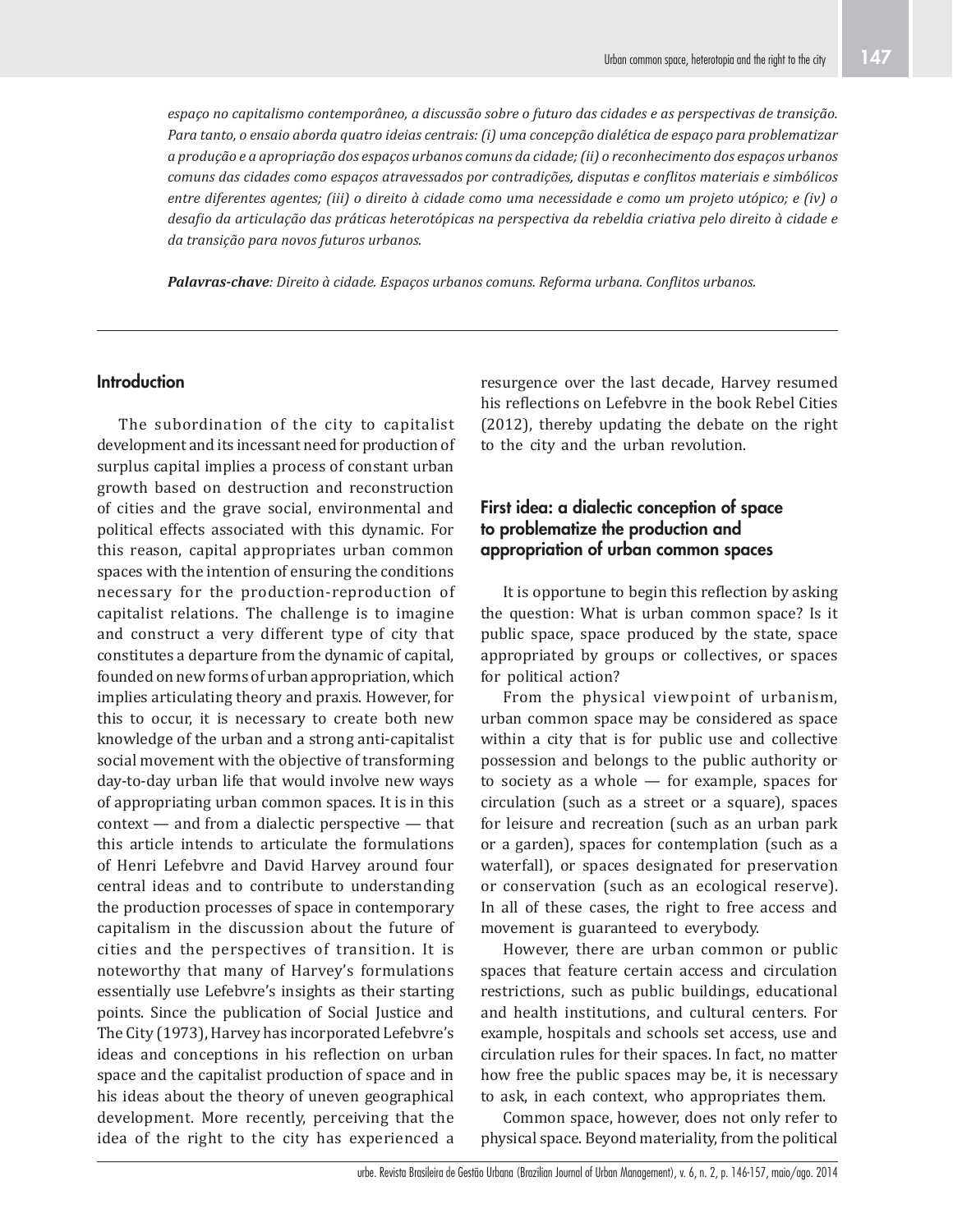*espaço no capitalismo contemporâneo, a discussão sobre o futuro das cidades e as perspectivas de transição. Para tanto, o ensaio aborda quatro ideias centrais: (i) uma concepção dialética de espaço para problematizar a produção e a apropriação dos espaços urbanos comuns da cidade; (ii) o reconhecimento dos espaços urbanos comuns das cidades como espaços atravessados por contradições, disputas e conflitos materiais e simbólicos entre diferentes agentes; (iii) o direito à cidade como uma necessidade e como um projeto utópico; e (iv) o desafio da articulação das práticas heterotópicas na perspectiva da rebeldia criativa pelo direito à cidade e da transição para novos futuros urbanos.*

***Palavras-chave**: Direito à cidade. Espaços urbanos comuns. Reforma urbana. Conflitos urbanos.*

## Introduction

The subordination of the city to capitalist development and its incessant need for production of surplus capital implies a process of constant urban growth based on destruction and reconstruction of cities and the grave social, environmental and political effects associated with this dynamic. For this reason, capital appropriates urban common spaces with the intention of ensuring the conditions necessary for the production-reproduction of capitalist relations. The challenge is to imagine and construct a very different type of city that constitutes a departure from the dynamic of capital, founded on new forms of urban appropriation, which implies articulating theory and praxis. However, for this to occur, it is necessary to create both new knowledge of the urban and a strong anti-capitalist social movement with the objective of transforming day-to-day urban life that would involve new ways of appropriating urban common spaces. It is in this context — and from a dialectic perspective — that this article intends to articulate the formulations of Henri Lefebvre and David Harvey around four central ideas and to contribute to understanding the production processes of space in contemporary capitalism in the discussion about the future of cities and the perspectives of transition. It is noteworthy that many of Harvey's formulations essentially use Lefebvre's insights as their starting points. Since the publication of Social Justice and The City (1973), Harvey has incorporated Lefebvre's ideas and conceptions in his reflection on urban space and the capitalist production of space and in his ideas about the theory of uneven geographical development. More recently, perceiving that the idea of the right to the city has experienced a resurgence over the last decade, Harvey resumed his reflections on Lefebvre in the book Rebel Cities (2012), thereby updating the debate on the right to the city and the urban revolution.

## First idea: a dialectic conception of space to problematize the production and appropriation of urban common spaces

It is opportune to begin this reflection by asking the question: What is urban common space? Is it public space, space produced by the state, space appropriated by groups or collectives, or spaces for political action?

From the physical viewpoint of urbanism, urban common space may be considered as space within a city that is for public use and collective possession and belongs to the public authority or to society as a whole — for example, spaces for circulation (such as a street or a square), spaces for leisure and recreation (such as an urban park or a garden), spaces for contemplation (such as a waterfall), or spaces designated for preservation or conservation (such as an ecological reserve). In all of these cases, the right to free access and movement is guaranteed to everybody.

However, there are urban common or public spaces that feature certain access and circulation restrictions, such as public buildings, educational and health institutions, and cultural centers. For example, hospitals and schools set access, use and circulation rules for their spaces. In fact, no matter how free the public spaces may be, it is necessary to ask, in each context, who appropriates them.

Common space, however, does not only refer to physical space. Beyond materiality, from the political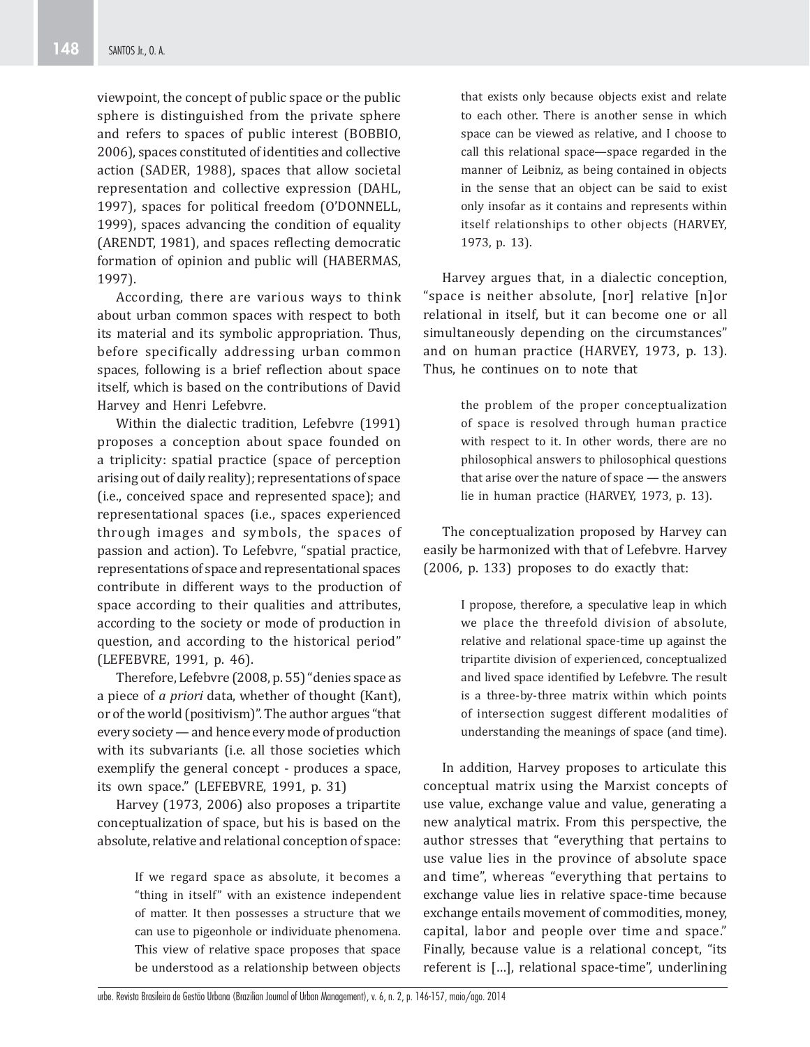viewpoint, the concept of public space or the public sphere is distinguished from the private sphere and refers to spaces of public interest (BOBBIO, 2006), spaces constituted of identities and collective action (SADER, 1988), spaces that allow societal representation and collective expression (DAHL, 1997), spaces for political freedom (O'DONNELL, 1999), spaces advancing the condition of equality (ARENDT, 1981), and spaces reflecting democratic formation of opinion and public will (HABERMAS, 1997).

According, there are various ways to think about urban common spaces with respect to both its material and its symbolic appropriation. Thus, before specifically addressing urban common spaces, following is a brief reflection about space itself, which is based on the contributions of David Harvey and Henri Lefebvre.

Within the dialectic tradition, Lefebvre (1991) proposes a conception about space founded on a triplicity: spatial practice (space of perception arising out of daily reality); representations of space (i.e., conceived space and represented space); and representational spaces (i.e., spaces experienced through images and symbols, the spaces of passion and action). To Lefebvre, "spatial practice, representations of space and representational spaces contribute in different ways to the production of space according to their qualities and attributes, according to the society or mode of production in question, and according to the historical period" (LEFEBVRE, 1991, p. 46).

Therefore, Lefebvre (2008, p. 55) "denies space as a piece of *a priori* data, whether of thought (Kant), or of the world (positivism)". The author argues "that every society — and hence every mode of production with its subvariants (i.e. all those societies which exemplify the general concept - produces a space, its own space." (LEFEBVRE, 1991, p. 31)

Harvey (1973, 2006) also proposes a tripartite conceptualization of space, but his is based on the absolute, relative and relational conception of space:

> If we regard space as absolute, it becomes a "thing in itself" with an existence independent of matter. It then possesses a structure that we can use to pigeonhole or individuate phenomena. This view of relative space proposes that space be understood as a relationship between objects that exists only because objects exist and relate to each other. There is another sense in which space can be viewed as relative, and I choose to call this relational space—space regarded in the manner of Leibniz, as being contained in objects in the sense that an object can be said to exist only insofar as it contains and represents within itself relationships to other objects (HARVEY, 1973, p. 13).

Harvey argues that, in a dialectic conception, "space is neither absolute, [nor] relative [n]or relational in itself, but it can become one or all simultaneously depending on the circumstances" and on human practice (HARVEY, 1973, p. 13). Thus, he continues on to note that

> the problem of the proper conceptualization of space is resolved through human practice with respect to it. In other words, there are no philosophical answers to philosophical questions that arise over the nature of space — the answers lie in human practice (HARVEY, 1973, p. 13).

The conceptualization proposed by Harvey can easily be harmonized with that of Lefebvre. Harvey (2006, p. 133) proposes to do exactly that:

> I propose, therefore, a speculative leap in which we place the threefold division of absolute, relative and relational space-time up against the tripartite division of experienced, conceptualized and lived space identified by Lefebvre. The result is a three-by-three matrix within which points of intersection suggest different modalities of understanding the meanings of space (and time).

In addition, Harvey proposes to articulate this conceptual matrix using the Marxist concepts of use value, exchange value and value, generating a new analytical matrix. From this perspective, the author stresses that "everything that pertains to use value lies in the province of absolute space and time", whereas "everything that pertains to exchange value lies in relative space-time because exchange entails movement of commodities, money, capital, labor and people over time and space." Finally, because value is a relational concept, "its referent is [...], relational space-time", underlining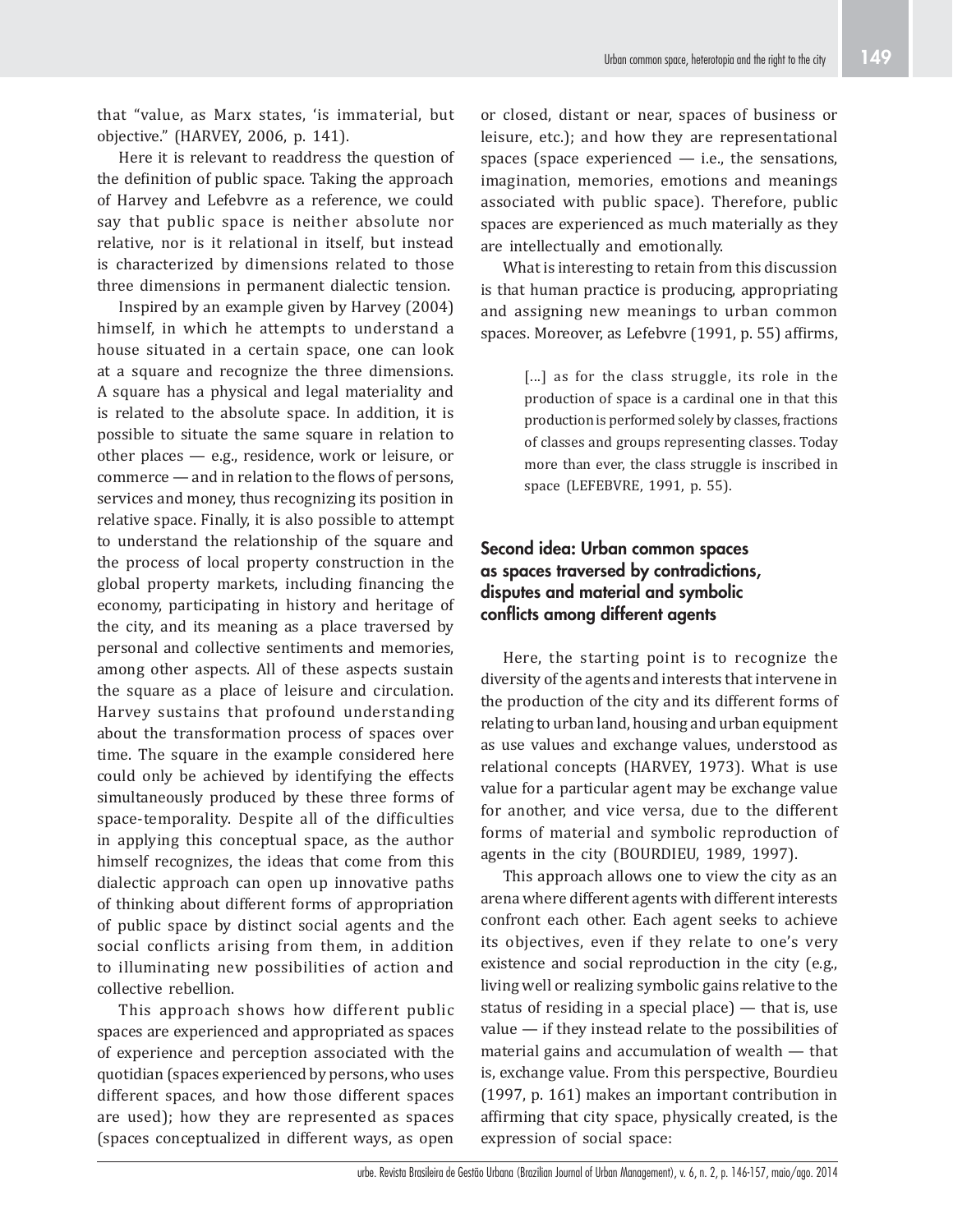that "value, as Marx states, 'is immaterial, but objective." (HARVEY, 2006, p. 141).

Here it is relevant to readdress the question of the definition of public space. Taking the approach of Harvey and Lefebvre as a reference, we could say that public space is neither absolute nor relative, nor is it relational in itself, but instead is characterized by dimensions related to those three dimensions in permanent dialectic tension.

Inspired by an example given by Harvey (2004) himself, in which he attempts to understand a house situated in a certain space, one can look at a square and recognize the three dimensions. A square has a physical and legal materiality and is related to the absolute space. In addition, it is possible to situate the same square in relation to other places — e.g., residence, work or leisure, or commerce — and in relation to the flows of persons, services and money, thus recognizing its position in relative space. Finally, it is also possible to attempt to understand the relationship of the square and the process of local property construction in the global property markets, including financing the economy, participating in history and heritage of the city, and its meaning as a place traversed by personal and collective sentiments and memories, among other aspects. All of these aspects sustain the square as a place of leisure and circulation. Harvey sustains that profound understanding about the transformation process of spaces over time. The square in the example considered here could only be achieved by identifying the effects simultaneously produced by these three forms of space-temporality. Despite all of the difficulties in applying this conceptual space, as the author himself recognizes, the ideas that come from this dialectic approach can open up innovative paths of thinking about different forms of appropriation of public space by distinct social agents and the social conflicts arising from them, in addition to illuminating new possibilities of action and collective rebellion.

This approach shows how different public spaces are experienced and appropriated as spaces of experience and perception associated with the quotidian (spaces experienced by persons, who uses different spaces, and how those different spaces are used); how they are represented as spaces (spaces conceptualized in different ways, as open or closed, distant or near, spaces of business or leisure, etc.); and how they are representational spaces (space experienced — i.e., the sensations, imagination, memories, emotions and meanings associated with public space). Therefore, public spaces are experienced as much materially as they are intellectually and emotionally.

What is interesting to retain from this discussion is that human practice is producing, appropriating and assigning new meanings to urban common spaces. Moreover, as Lefebvre (1991, p. 55) affirms,

> [...] as for the class struggle, its role in the production of space is a cardinal one in that this production is performed solely by classes, fractions of classes and groups representing classes. Today more than ever, the class struggle is inscribed in space (LEFEBVRE, 1991, p. 55).

## Second idea: Urban common spaces as spaces traversed by contradictions, disputes and material and symbolic conflicts among different agents

Here, the starting point is to recognize the diversity of the agents and interests that intervene in the production of the city and its different forms of relating to urban land, housing and urban equipment as use values and exchange values, understood as relational concepts (HARVEY, 1973). What is use value for a particular agent may be exchange value for another, and vice versa, due to the different forms of material and symbolic reproduction of agents in the city (BOURDIEU, 1989, 1997).

This approach allows one to view the city as an arena where different agents with different interests confront each other. Each agent seeks to achieve its objectives, even if they relate to one's very existence and social reproduction in the city (e.g., living well or realizing symbolic gains relative to the status of residing in a special place) — that is, use value — if they instead relate to the possibilities of material gains and accumulation of wealth — that is, exchange value. From this perspective, Bourdieu (1997, p. 161) makes an important contribution in affirming that city space, physically created, is the expression of social space: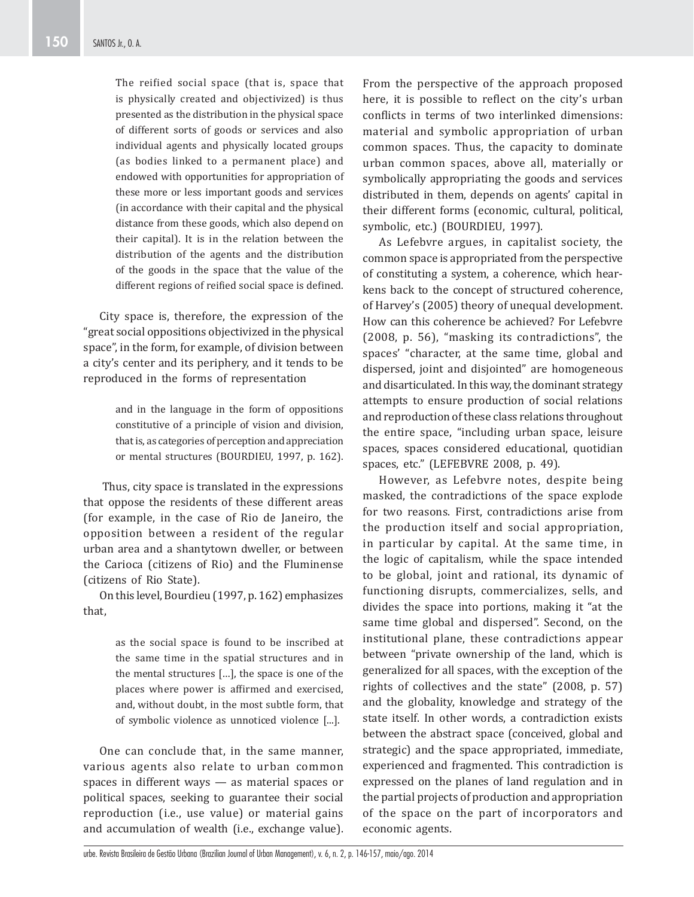> The reified social space (that is, space that is physically created and objectivized) is thus presented as the distribution in the physical space of different sorts of goods or services and also individual agents and physically located groups (as bodies linked to a permanent place) and endowed with opportunities for appropriation of these more or less important goods and services (in accordance with their capital and the physical distance from these goods, which also depend on their capital). It is in the relation between the distribution of the agents and the distribution of the goods in the space that the value of the different regions of reified social space is defined.

City space is, therefore, the expression of the "great social oppositions objectivized in the physical space", in the form, for example, of division between a city's center and its periphery, and it tends to be reproduced in the forms of representation

> and in the language in the form of oppositions constitutive of a principle of vision and division, that is, as categories of perception and appreciation or mental structures (BOURDIEU, 1997, p. 162).

Thus, city space is translated in the expressions that oppose the residents of these different areas (for example, in the case of Rio de Janeiro, the opposition between a resident of the regular urban area and a shantytown dweller, or between the Carioca (citizens of Rio) and the Fluminense (citizens of Rio State).

On this level, Bourdieu (1997, p. 162) emphasizes that,

> as the social space is found to be inscribed at the same time in the spatial structures and in the mental structures [...], the space is one of the places where power is affirmed and exercised, and, without doubt, in the most subtle form, that of symbolic violence as unnoticed violence [...].

One can conclude that, in the same manner, various agents also relate to urban common spaces in different ways — as material spaces or political spaces, seeking to guarantee their social reproduction (i.e., use value) or material gains and accumulation of wealth (i.e., exchange value). From the perspective of the approach proposed here, it is possible to reflect on the city's urban conflicts in terms of two interlinked dimensions: material and symbolic appropriation of urban common spaces. Thus, the capacity to dominate urban common spaces, above all, materially or symbolically appropriating the goods and services distributed in them, depends on agents' capital in their different forms (economic, cultural, political, symbolic, etc.) (BOURDIEU, 1997).

As Lefebvre argues, in capitalist society, the common space is appropriated from the perspective of constituting a system, a coherence, which hearkens back to the concept of structured coherence, of Harvey's (2005) theory of unequal development. How can this coherence be achieved? For Lefebvre (2008, p. 56), "masking its contradictions", the spaces' "character, at the same time, global and dispersed, joint and disjointed" are homogeneous and disarticulated. In this way, the dominant strategy attempts to ensure production of social relations and reproduction of these class relations throughout the entire space, "including urban space, leisure spaces, spaces considered educational, quotidian spaces, etc." (LEFEBVRE 2008, p. 49).

However, as Lefebvre notes, despite being masked, the contradictions of the space explode for two reasons. First, contradictions arise from the production itself and social appropriation, in particular by capital. At the same time, in the logic of capitalism, while the space intended to be global, joint and rational, its dynamic of functioning disrupts, commercializes, sells, and divides the space into portions, making it "at the same time global and dispersed". Second, on the institutional plane, these contradictions appear between "private ownership of the land, which is generalized for all spaces, with the exception of the rights of collectives and the state" (2008, p. 57) and the globality, knowledge and strategy of the state itself. In other words, a contradiction exists between the abstract space (conceived, global and strategic) and the space appropriated, immediate, experienced and fragmented. This contradiction is expressed on the planes of land regulation and in the partial projects of production and appropriation of the space on the part of incorporators and economic agents.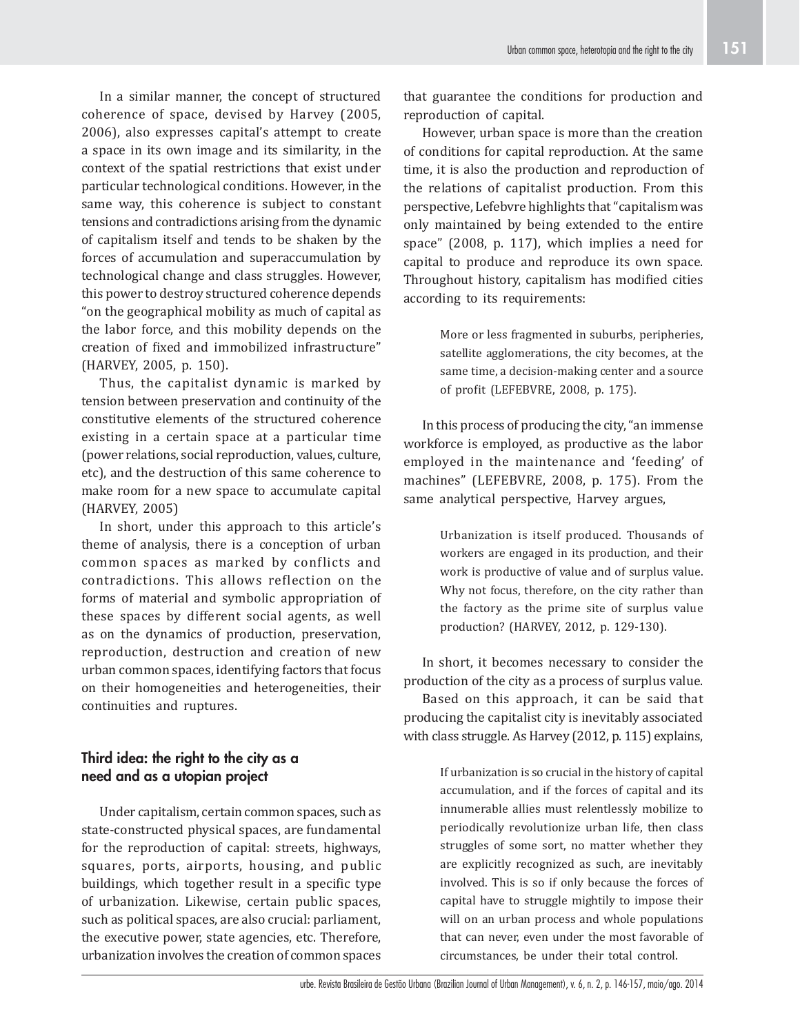In a similar manner, the concept of structured coherence of space, devised by Harvey (2005, 2006), also expresses capital's attempt to create a space in its own image and its similarity, in the context of the spatial restrictions that exist under particular technological conditions. However, in the same way, this coherence is subject to constant tensions and contradictions arising from the dynamic of capitalism itself and tends to be shaken by the forces of accumulation and superaccumulation by technological change and class struggles. However, this power to destroy structured coherence depends "on the geographical mobility as much of capital as the labor force, and this mobility depends on the creation of fixed and immobilized infrastructure" (HARVEY, 2005, p. 150).

Thus, the capitalist dynamic is marked by tension between preservation and continuity of the constitutive elements of the structured coherence existing in a certain space at a particular time (power relations, social reproduction, values, culture, etc), and the destruction of this same coherence to make room for a new space to accumulate capital (HARVEY, 2005)

In short, under this approach to this article's theme of analysis, there is a conception of urban common spaces as marked by conflicts and contradictions. This allows reflection on the forms of material and symbolic appropriation of these spaces by different social agents, as well as on the dynamics of production, preservation, reproduction, destruction and creation of new urban common spaces, identifying factors that focus on their homogeneities and heterogeneities, their continuities and ruptures.

## Third idea: the right to the city as a need and as a utopian project

Under capitalism, certain common spaces, such as state-constructed physical spaces, are fundamental for the reproduction of capital: streets, highways, squares, ports, airports, housing, and public buildings, which together result in a specific type of urbanization. Likewise, certain public spaces, such as political spaces, are also crucial: parliament, the executive power, state agencies, etc. Therefore, urbanization involves the creation of common spaces that guarantee the conditions for production and reproduction of capital.

However, urban space is more than the creation of conditions for capital reproduction. At the same time, it is also the production and reproduction of the relations of capitalist production. From this perspective, Lefebvre highlights that "capitalism was only maintained by being extended to the entire space" (2008, p. 117), which implies a need for capital to produce and reproduce its own space. Throughout history, capitalism has modified cities according to its requirements:

> More or less fragmented in suburbs, peripheries, satellite agglomerations, the city becomes, at the same time, a decision-making center and a source of profit (LEFEBVRE, 2008, p. 175).

In this process of producing the city, "an immense workforce is employed, as productive as the labor employed in the maintenance and 'feeding' of machines" (LEFEBVRE, 2008, p. 175). From the same analytical perspective, Harvey argues,

> Urbanization is itself produced. Thousands of workers are engaged in its production, and their work is productive of value and of surplus value. Why not focus, therefore, on the city rather than the factory as the prime site of surplus value production? (HARVEY, 2012, p. 129-130).

In short, it becomes necessary to consider the production of the city as a process of surplus value.

Based on this approach, it can be said that producing the capitalist city is inevitably associated with class struggle. As Harvey (2012, p. 115) explains,

> If urbanization is so crucial in the history of capital accumulation, and if the forces of capital and its innumerable allies must relentlessly mobilize to periodically revolutionize urban life, then class struggles of some sort, no matter whether they are explicitly recognized as such, are inevitably involved. This is so if only because the forces of capital have to struggle mightily to impose their will on an urban process and whole populations that can never, even under the most favorable of circumstances, be under their total control.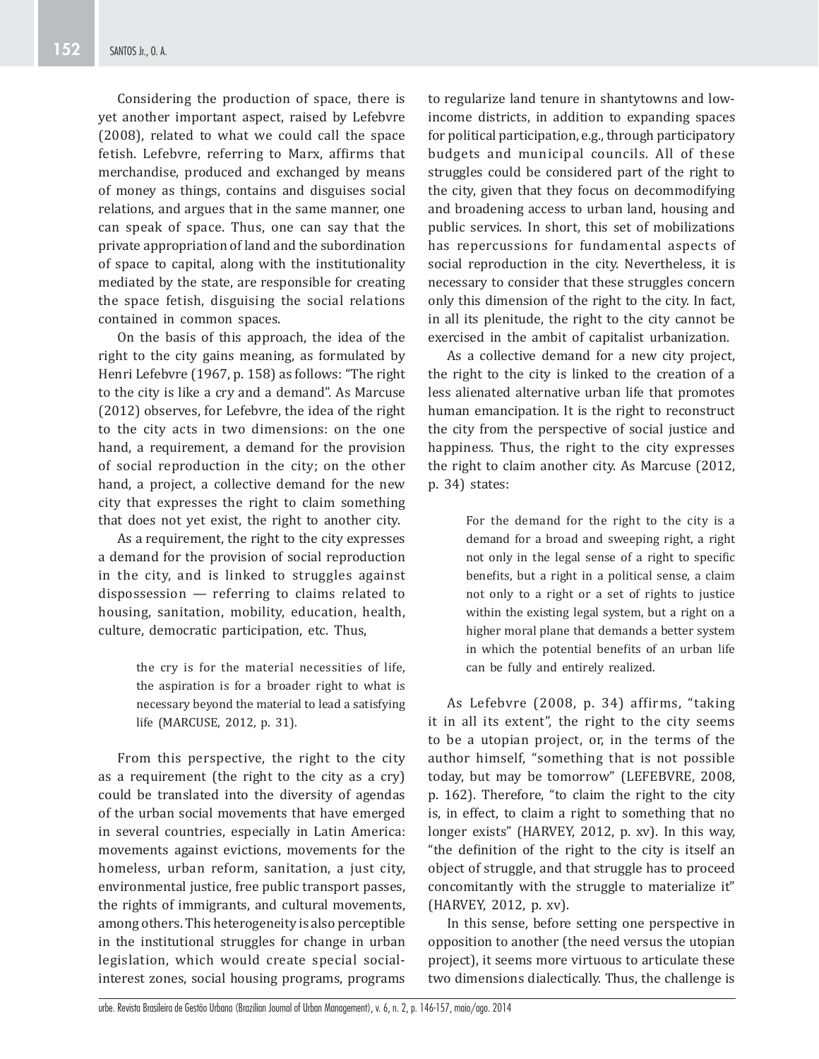Considering the production of space, there is yet another important aspect, raised by Lefebvre (2008), related to what we could call the space fetish. Lefebvre, referring to Marx, affirms that merchandise, produced and exchanged by means of money as things, contains and disguises social relations, and argues that in the same manner, one can speak of space. Thus, one can say that the private appropriation of land and the subordination of space to capital, along with the institutionality mediated by the state, are responsible for creating the space fetish, disguising the social relations contained in common spaces.

On the basis of this approach, the idea of the right to the city gains meaning, as formulated by Henri Lefebvre (1967, p. 158) as follows: "The right to the city is like a cry and a demand". As Marcuse (2012) observes, for Lefebvre, the idea of the right to the city acts in two dimensions: on the one hand, a requirement, a demand for the provision of social reproduction in the city; on the other hand, a project, a collective demand for the new city that expresses the right to claim something that does not yet exist, the right to another city.

As a requirement, the right to the city expresses a demand for the provision of social reproduction in the city, and is linked to struggles against dispossession — referring to claims related to housing, sanitation, mobility, education, health, culture, democratic participation, etc. Thus,

> the cry is for the material necessities of life, the aspiration is for a broader right to what is necessary beyond the material to lead a satisfying life (MARCUSE, 2012, p. 31).

From this perspective, the right to the city as a requirement (the right to the city as a cry) could be translated into the diversity of agendas of the urban social movements that have emerged in several countries, especially in Latin America: movements against evictions, movements for the homeless, urban reform, sanitation, a just city, environmental justice, free public transport passes, the rights of immigrants, and cultural movements, among others. This heterogeneity is also perceptible in the institutional struggles for change in urban legislation, which would create special social-interest zones, social housing programs, programs to regularize land tenure in shantytowns and low-income districts, in addition to expanding spaces for political participation, e.g., through participatory budgets and municipal councils. All of these struggles could be considered part of the right to the city, given that they focus on decommodifying and broadening access to urban land, housing and public services. In short, this set of mobilizations has repercussions for fundamental aspects of social reproduction in the city. Nevertheless, it is necessary to consider that these struggles concern only this dimension of the right to the city. In fact, in all its plenitude, the right to the city cannot be exercised in the ambit of capitalist urbanization.

As a collective demand for a new city project, the right to the city is linked to the creation of a less alienated alternative urban life that promotes human emancipation. It is the right to reconstruct the city from the perspective of social justice and happiness. Thus, the right to the city expresses the right to claim another city. As Marcuse (2012, p. 34) states:

> For the demand for the right to the city is a demand for a broad and sweeping right, a right not only in the legal sense of a right to specific benefits, but a right in a political sense, a claim not only to a right or a set of rights to justice within the existing legal system, but a right on a higher moral plane that demands a better system in which the potential benefits of an urban life can be fully and entirely realized.

As Lefebvre (2008, p. 34) affirms, "taking it in all its extent", the right to the city seems to be a utopian project, or, in the terms of the author himself, "something that is not possible today, but may be tomorrow" (LEFEBVRE, 2008, p. 162). Therefore, "to claim the right to the city is, in effect, to claim a right to something that no longer exists" (HARVEY, 2012, p. xv). In this way, "the definition of the right to the city is itself an object of struggle, and that struggle has to proceed concomitantly with the struggle to materialize it" (HARVEY, 2012, p. xv).

In this sense, before setting one perspective in opposition to another (the need versus the utopian project), it seems more virtuous to articulate these two dimensions dialectically. Thus, the challenge is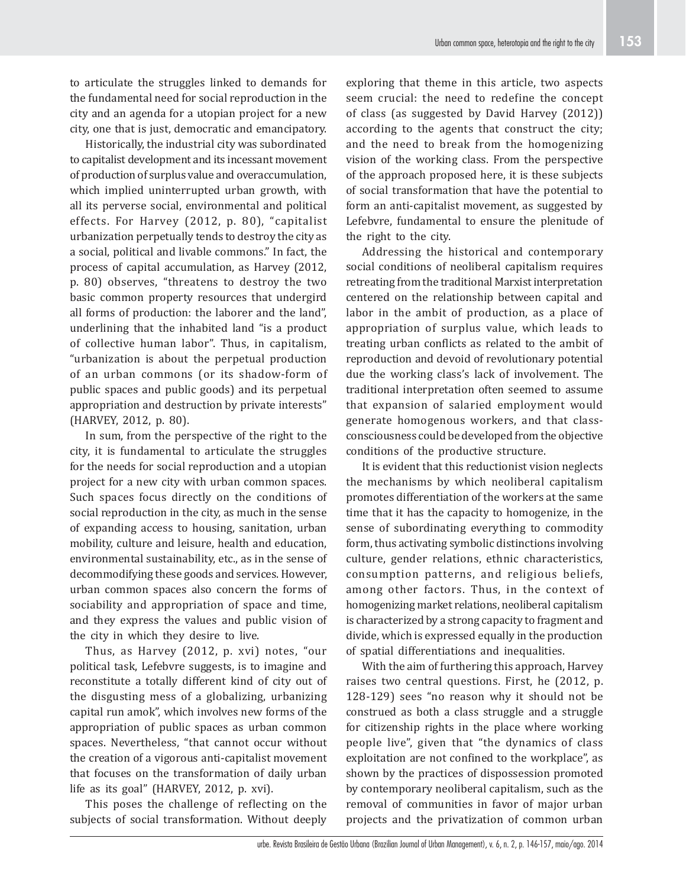to articulate the struggles linked to demands for the fundamental need for social reproduction in the city and an agenda for a utopian project for a new city, one that is just, democratic and emancipatory.

Historically, the industrial city was subordinated to capitalist development and its incessant movement of production of surplus value and overaccumulation, which implied uninterrupted urban growth, with all its perverse social, environmental and political effects. For Harvey (2012, p. 80), "capitalist urbanization perpetually tends to destroy the city as a social, political and livable commons." In fact, the process of capital accumulation, as Harvey (2012, p. 80) observes, "threatens to destroy the two basic common property resources that undergird all forms of production: the laborer and the land", underlining that the inhabited land "is a product of collective human labor". Thus, in capitalism, "urbanization is about the perpetual production of an urban commons (or its shadow-form of public spaces and public goods) and its perpetual appropriation and destruction by private interests" (HARVEY, 2012, p. 80).

In sum, from the perspective of the right to the city, it is fundamental to articulate the struggles for the needs for social reproduction and a utopian project for a new city with urban common spaces. Such spaces focus directly on the conditions of social reproduction in the city, as much in the sense of expanding access to housing, sanitation, urban mobility, culture and leisure, health and education, environmental sustainability, etc., as in the sense of decommodifying these goods and services. However, urban common spaces also concern the forms of sociability and appropriation of space and time, and they express the values and public vision of the city in which they desire to live.

Thus, as Harvey (2012, p. xvi) notes, "our political task, Lefebvre suggests, is to imagine and reconstitute a totally different kind of city out of the disgusting mess of a globalizing, urbanizing capital run amok", which involves new forms of the appropriation of public spaces as urban common spaces. Nevertheless, "that cannot occur without the creation of a vigorous anti-capitalist movement that focuses on the transformation of daily urban life as its goal" (HARVEY, 2012, p. xvi).

This poses the challenge of reflecting on the subjects of social transformation. Without deeply exploring that theme in this article, two aspects seem crucial: the need to redefine the concept of class (as suggested by David Harvey (2012)) according to the agents that construct the city; and the need to break from the homogenizing vision of the working class. From the perspective of the approach proposed here, it is these subjects of social transformation that have the potential to form an anti-capitalist movement, as suggested by Lefebvre, fundamental to ensure the plenitude of the right to the city.

Addressing the historical and contemporary social conditions of neoliberal capitalism requires retreating from the traditional Marxist interpretation centered on the relationship between capital and labor in the ambit of production, as a place of appropriation of surplus value, which leads to treating urban conflicts as related to the ambit of reproduction and devoid of revolutionary potential due the working class's lack of involvement. The traditional interpretation often seemed to assume that expansion of salaried employment would generate homogenous workers, and that class-consciousness could be developed from the objective conditions of the productive structure.

It is evident that this reductionist vision neglects the mechanisms by which neoliberal capitalism promotes differentiation of the workers at the same time that it has the capacity to homogenize, in the sense of subordinating everything to commodity form, thus activating symbolic distinctions involving culture, gender relations, ethnic characteristics, consumption patterns, and religious beliefs, among other factors. Thus, in the context of homogenizing market relations, neoliberal capitalism is characterized by a strong capacity to fragment and divide, which is expressed equally in the production of spatial differentiations and inequalities.

With the aim of furthering this approach, Harvey raises two central questions. First, he (2012, p. 128-129) sees "no reason why it should not be construed as both a class struggle and a struggle for citizenship rights in the place where working people live", given that "the dynamics of class exploitation are not confined to the workplace", as shown by the practices of dispossession promoted by contemporary neoliberal capitalism, such as the removal of communities in favor of major urban projects and the privatization of common urban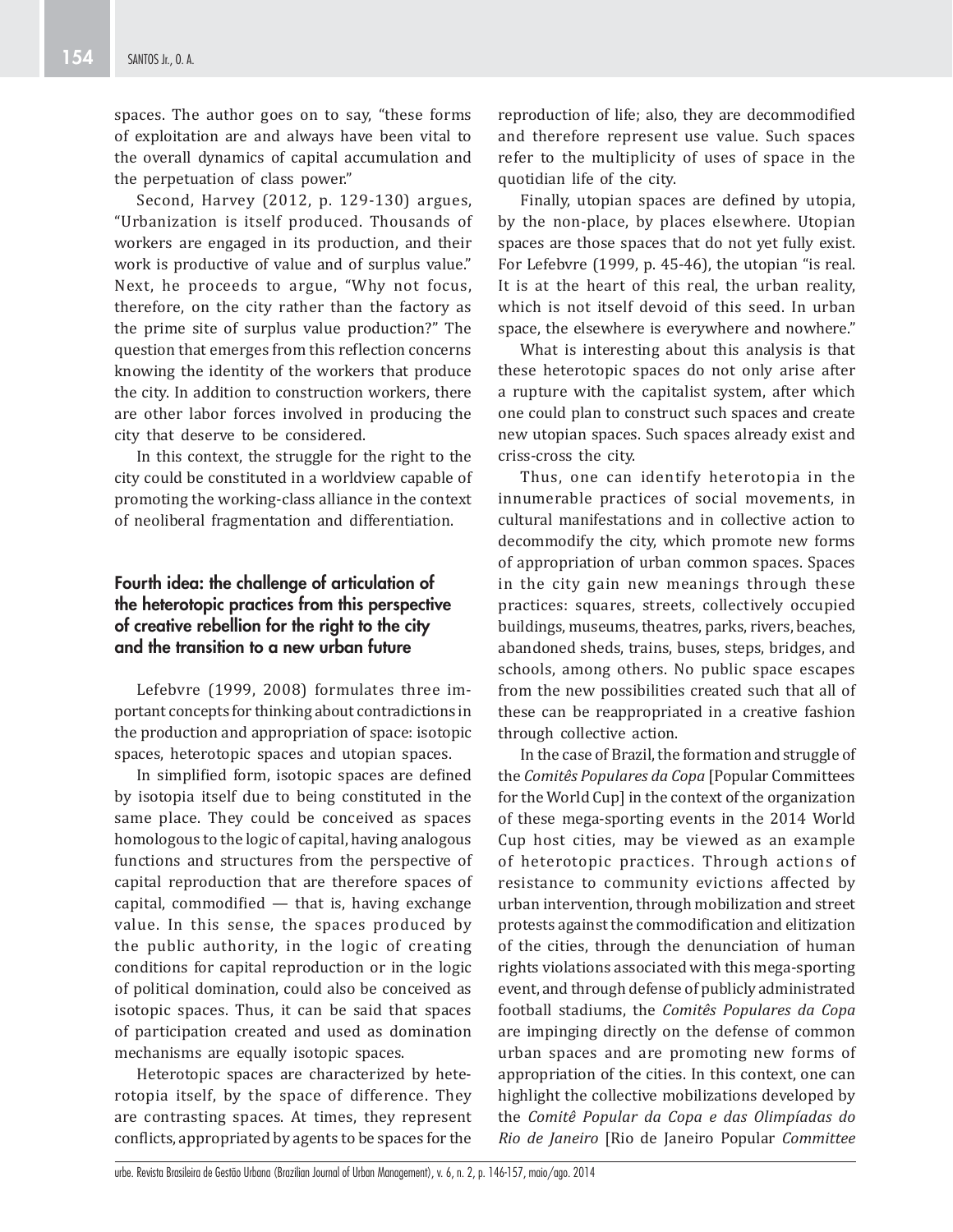spaces. The author goes on to say, "these forms of exploitation are and always have been vital to the overall dynamics of capital accumulation and the perpetuation of class power."

Second, Harvey (2012, p. 129-130) argues, "Urbanization is itself produced. Thousands of workers are engaged in its production, and their work is productive of value and of surplus value." Next, he proceeds to argue, "Why not focus, therefore, on the city rather than the factory as the prime site of surplus value production?" The question that emerges from this reflection concerns knowing the identity of the workers that produce the city. In addition to construction workers, there are other labor forces involved in producing the city that deserve to be considered.

In this context, the struggle for the right to the city could be constituted in a worldview capable of promoting the working-class alliance in the context of neoliberal fragmentation and differentiation.

## Fourth idea: the challenge of articulation of the heterotopic practices from this perspective of creative rebellion for the right to the city and the transition to a new urban future

Lefebvre (1999, 2008) formulates three important concepts for thinking about contradictions in the production and appropriation of space: isotopic spaces, heterotopic spaces and utopian spaces.

In simplified form, isotopic spaces are defined by isotopia itself due to being constituted in the same place. They could be conceived as spaces homologous to the logic of capital, having analogous functions and structures from the perspective of capital reproduction that are therefore spaces of capital, commodified — that is, having exchange value. In this sense, the spaces produced by the public authority, in the logic of creating conditions for capital reproduction or in the logic of political domination, could also be conceived as isotopic spaces. Thus, it can be said that spaces of participation created and used as domination mechanisms are equally isotopic spaces.

Heterotopic spaces are characterized by heterotopia itself, by the space of difference. They are contrasting spaces. At times, they represent conflicts, appropriated by agents to be spaces for the reproduction of life; also, they are decommodified and therefore represent use value. Such spaces refer to the multiplicity of uses of space in the quotidian life of the city.

Finally, utopian spaces are defined by utopia, by the non-place, by places elsewhere. Utopian spaces are those spaces that do not yet fully exist. For Lefebvre (1999, p. 45-46), the utopian "is real. It is at the heart of this real, the urban reality, which is not itself devoid of this seed. In urban space, the elsewhere is everywhere and nowhere."

What is interesting about this analysis is that these heterotopic spaces do not only arise after a rupture with the capitalist system, after which one could plan to construct such spaces and create new utopian spaces. Such spaces already exist and criss-cross the city.

Thus, one can identify heterotopia in the innumerable practices of social movements, in cultural manifestations and in collective action to decommodify the city, which promote new forms of appropriation of urban common spaces. Spaces in the city gain new meanings through these practices: squares, streets, collectively occupied buildings, museums, theatres, parks, rivers, beaches, abandoned sheds, trains, buses, steps, bridges, and schools, among others. No public space escapes from the new possibilities created such that all of these can be reappropriated in a creative fashion through collective action.

In the case of Brazil, the formation and struggle of the *Comitês Populares da Copa* [Popular Committees for the World Cup] in the context of the organization of these mega-sporting events in the 2014 World Cup host cities, may be viewed as an example of heterotopic practices. Through actions of resistance to community evictions affected by urban intervention, through mobilization and street protests against the commodification and elitization of the cities, through the denunciation of human rights violations associated with this mega-sporting event, and through defense of publicly administrated football stadiums, the *Comitês Populares da Copa* are impinging directly on the defense of common urban spaces and are promoting new forms of appropriation of the cities. In this context, one can highlight the collective mobilizations developed by the *Comitê Popular da Copa e das Olimpíadas do Rio de Janeiro* [Rio de Janeiro Popular *Committee*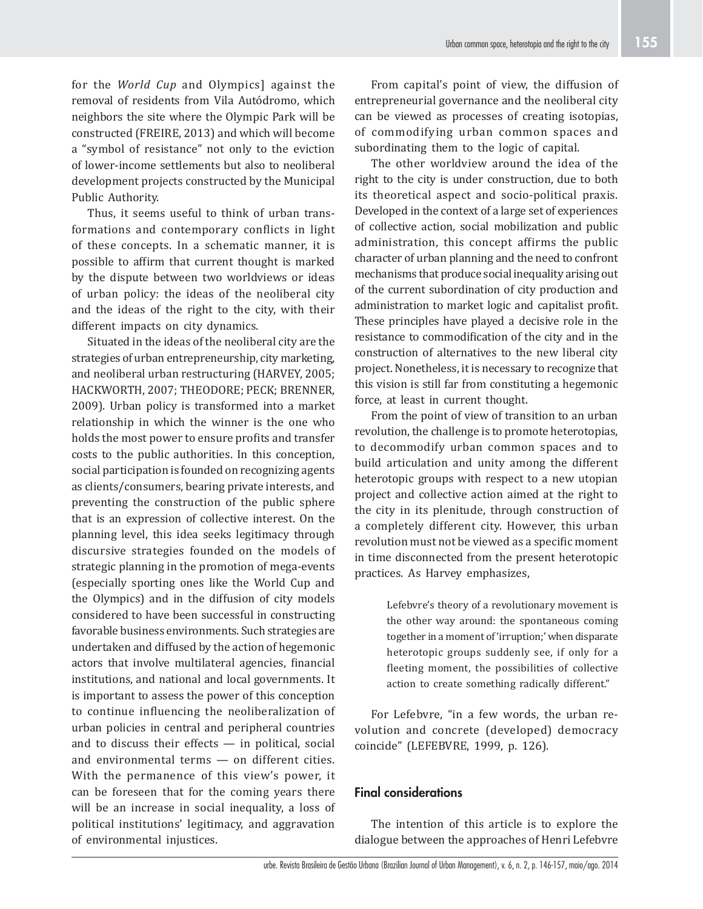for the *World Cup* and Olympics] against the removal of residents from Vila Autódromo, which neighbors the site where the Olympic Park will be constructed (FREIRE, 2013) and which will become a "symbol of resistance" not only to the eviction of lower-income settlements but also to neoliberal development projects constructed by the Municipal Public Authority.

Thus, it seems useful to think of urban transformations and contemporary conflicts in light of these concepts. In a schematic manner, it is possible to affirm that current thought is marked by the dispute between two worldviews or ideas of urban policy: the ideas of the neoliberal city and the ideas of the right to the city, with their different impacts on city dynamics.

Situated in the ideas of the neoliberal city are the strategies of urban entrepreneurship, city marketing, and neoliberal urban restructuring (HARVEY, 2005; HACKWORTH, 2007; THEODORE; PECK; BRENNER, 2009). Urban policy is transformed into a market relationship in which the winner is the one who holds the most power to ensure profits and transfer costs to the public authorities. In this conception, social participation is founded on recognizing agents as clients/consumers, bearing private interests, and preventing the construction of the public sphere that is an expression of collective interest. On the planning level, this idea seeks legitimacy through discursive strategies founded on the models of strategic planning in the promotion of mega-events (especially sporting ones like the World Cup and the Olympics) and in the diffusion of city models considered to have been successful in constructing favorable business environments. Such strategies are undertaken and diffused by the action of hegemonic actors that involve multilateral agencies, financial institutions, and national and local governments. It is important to assess the power of this conception to continue influencing the neoliberalization of urban policies in central and peripheral countries and to discuss their effects — in political, social and environmental terms — on different cities. With the permanence of this view's power, it can be foreseen that for the coming years there will be an increase in social inequality, a loss of political institutions' legitimacy, and aggravation of environmental injustices.

From capital's point of view, the diffusion of entrepreneurial governance and the neoliberal city can be viewed as processes of creating isotopias, of commodifying urban common spaces and subordinating them to the logic of capital.

The other worldview around the idea of the right to the city is under construction, due to both its theoretical aspect and socio-political praxis. Developed in the context of a large set of experiences of collective action, social mobilization and public administration, this concept affirms the public character of urban planning and the need to confront mechanisms that produce social inequality arising out of the current subordination of city production and administration to market logic and capitalist profit. These principles have played a decisive role in the resistance to commodification of the city and in the construction of alternatives to the new liberal city project. Nonetheless, it is necessary to recognize that this vision is still far from constituting a hegemonic force, at least in current thought.

From the point of view of transition to an urban revolution, the challenge is to promote heterotopias, to decommodify urban common spaces and to build articulation and unity among the different heterotopic groups with respect to a new utopian project and collective action aimed at the right to the city in its plenitude, through construction of a completely different city. However, this urban revolution must not be viewed as a specific moment in time disconnected from the present heterotopic practices. As Harvey emphasizes,

> Lefebvre's theory of a revolutionary movement is the other way around: the spontaneous coming together in a moment of 'irruption;' when disparate heterotopic groups suddenly see, if only for a fleeting moment, the possibilities of collective action to create something radically different."

For Lefebvre, "in a few words, the urban revolution and concrete (developed) democracy coincide" (LEFEBVRE, 1999, p. 126).

## Final considerations

The intention of this article is to explore the dialogue between the approaches of Henri Lefebvre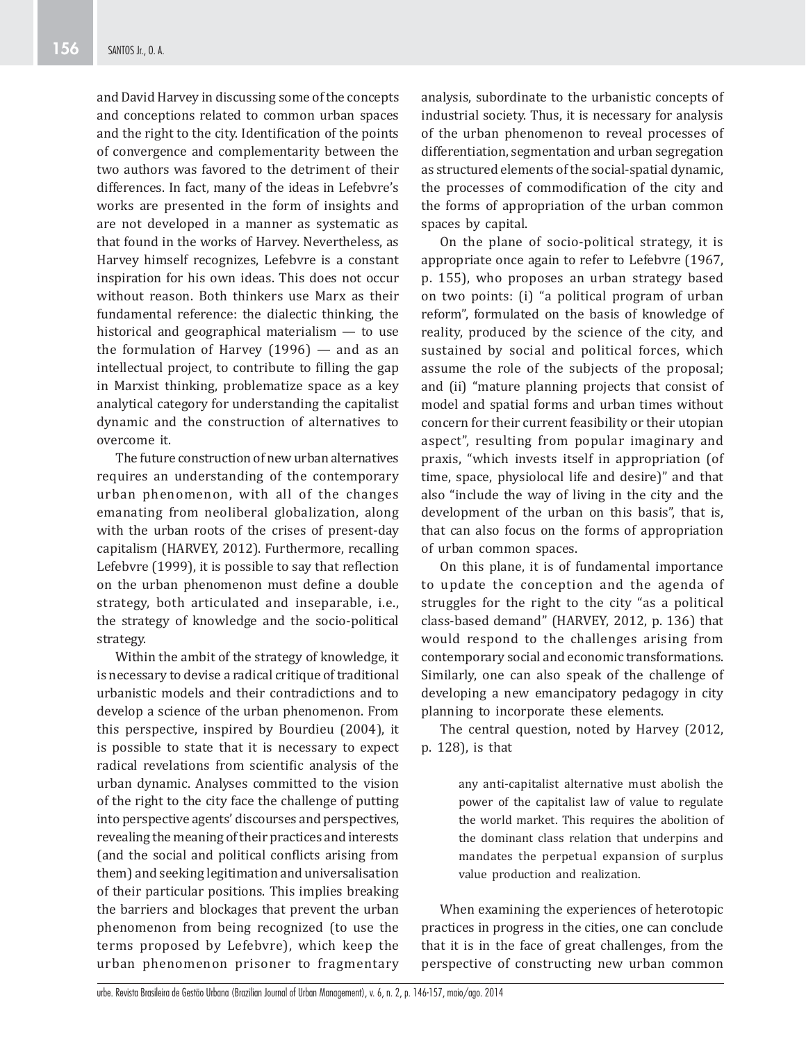and David Harvey in discussing some of the concepts and conceptions related to common urban spaces and the right to the city. Identification of the points of convergence and complementarity between the two authors was favored to the detriment of their differences. In fact, many of the ideas in Lefebvre's works are presented in the form of insights and are not developed in a manner as systematic as that found in the works of Harvey. Nevertheless, as Harvey himself recognizes, Lefebvre is a constant inspiration for his own ideas. This does not occur without reason. Both thinkers use Marx as their fundamental reference: the dialectic thinking, the historical and geographical materialism — to use the formulation of Harvey (1996) — and as an intellectual project, to contribute to filling the gap in Marxist thinking, problematize space as a key analytical category for understanding the capitalist dynamic and the construction of alternatives to overcome it.

The future construction of new urban alternatives requires an understanding of the contemporary urban phenomenon, with all of the changes emanating from neoliberal globalization, along with the urban roots of the crises of present-day capitalism (HARVEY, 2012). Furthermore, recalling Lefebvre (1999), it is possible to say that reflection on the urban phenomenon must define a double strategy, both articulated and inseparable, i.e., the strategy of knowledge and the socio-political strategy.

Within the ambit of the strategy of knowledge, it is necessary to devise a radical critique of traditional urbanistic models and their contradictions and to develop a science of the urban phenomenon. From this perspective, inspired by Bourdieu (2004), it is possible to state that it is necessary to expect radical revelations from scientific analysis of the urban dynamic. Analyses committed to the vision of the right to the city face the challenge of putting into perspective agents' discourses and perspectives, revealing the meaning of their practices and interests (and the social and political conflicts arising from them) and seeking legitimation and universalisation of their particular positions. This implies breaking the barriers and blockages that prevent the urban phenomenon from being recognized (to use the terms proposed by Lefebvre), which keep the urban phenomenon prisoner to fragmentary analysis, subordinate to the urbanistic concepts of industrial society. Thus, it is necessary for analysis of the urban phenomenon to reveal processes of differentiation, segmentation and urban segregation as structured elements of the social-spatial dynamic, the processes of commodification of the city and the forms of appropriation of the urban common spaces by capital.

On the plane of socio-political strategy, it is appropriate once again to refer to Lefebvre (1967, p. 155), who proposes an urban strategy based on two points: (i) "a political program of urban reform", formulated on the basis of knowledge of reality, produced by the science of the city, and sustained by social and political forces, which assume the role of the subjects of the proposal; and (ii) "mature planning projects that consist of model and spatial forms and urban times without concern for their current feasibility or their utopian aspect", resulting from popular imaginary and praxis, "which invests itself in appropriation (of time, space, physiolocal life and desire)" and that also "include the way of living in the city and the development of the urban on this basis", that is, that can also focus on the forms of appropriation of urban common spaces.

On this plane, it is of fundamental importance to update the conception and the agenda of struggles for the right to the city "as a political class-based demand" (HARVEY, 2012, p. 136) that would respond to the challenges arising from contemporary social and economic transformations. Similarly, one can also speak of the challenge of developing a new emancipatory pedagogy in city planning to incorporate these elements.

The central question, noted by Harvey (2012, p. 128), is that

> any anti-capitalist alternative must abolish the power of the capitalist law of value to regulate the world market. This requires the abolition of the dominant class relation that underpins and mandates the perpetual expansion of surplus value production and realization.

When examining the experiences of heterotopic practices in progress in the cities, one can conclude that it is in the face of great challenges, from the perspective of constructing new urban common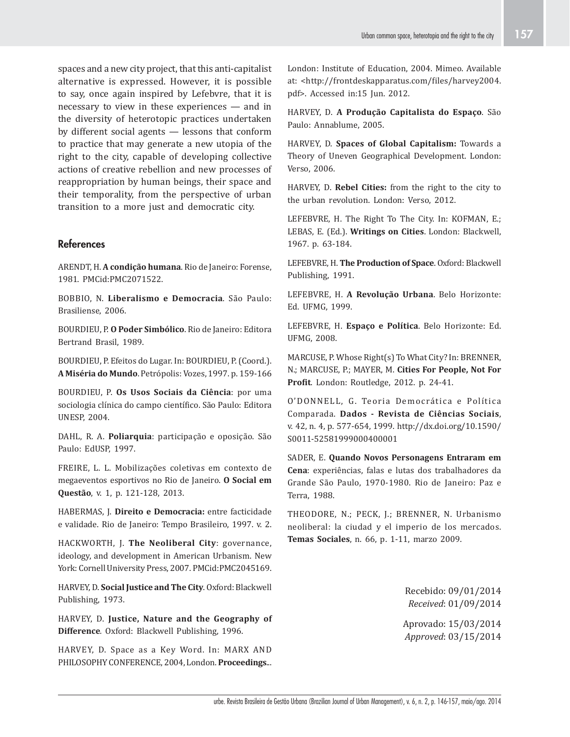spaces and a new city project, that this anti-capitalist alternative is expressed. However, it is possible to say, once again inspired by Lefebvre, that it is necessary to view in these experiences — and in the diversity of heterotopic practices undertaken by different social agents — lessons that conform to practice that may generate a new utopia of the right to the city, capable of developing collective actions of creative rebellion and new processes of reappropriation by human beings, their space and their temporality, from the perspective of urban transition to a more just and democratic city.

## References

ARENDT, H. **A condição humana**. Rio de Janeiro: Forense, 1981. PMCid:PMC2071522.

BOBBIO, N. **Liberalismo e Democracia**. São Paulo: Brasiliense, 2006.

BOURDIEU, P. **O Poder Simbólico**. Rio de Janeiro: Editora Bertrand Brasil, 1989.

BOURDIEU, P. Efeitos do Lugar. In: BOURDIEU, P. (Coord.). **A Miséria do Mundo**. Petrópolis: Vozes, 1997. p. 159-166

BOURDIEU, P. **Os Usos Sociais da Ciência**: por uma sociologia clínica do campo científico. São Paulo: Editora UNESP, 2004.

DAHL, R. A. **Poliarquia**: participação e oposição. São Paulo: EdUSP, 1997.

FREIRE, L. L. Mobilizações coletivas em contexto de megaeventos esportivos no Rio de Janeiro. **O Social em Questão**, v. 1, p. 121-128, 2013.

HABERMAS, J. **Direito e Democracia:** entre facticidade e validade. Rio de Janeiro: Tempo Brasileiro, 1997. v. 2.

HACKWORTH, J. **The Neoliberal City**: governance, ideology, and development in American Urbanism. New York: Cornell University Press, 2007. PMCid:PMC2045169.

HARVEY, D. **Social Justice and The City**. Oxford: Blackwell Publishing, 1973.

HARVEY, D. **Justice, Nature and the Geography of Difference**. Oxford: Blackwell Publishing, 1996.

HARVEY, D. Space as a Key Word. In: MARX AND PHILOSOPHY CONFERENCE, 2004, London. **Proceedings**... London: Institute of Education, 2004. Mimeo. Available at: <http://frontdeskapparatus.com/files/harvey2004.pdf>. Accessed in:15 Jun. 2012.

HARVEY, D. **A Produção Capitalista do Espaço**. São Paulo: Annablume, 2005.

HARVEY, D. **Spaces of Global Capitalism:** Towards a Theory of Uneven Geographical Development. London: Verso, 2006.

HARVEY, D. **Rebel Cities:** from the right to the city to the urban revolution. London: Verso, 2012.

LEFEBVRE, H. The Right To The City. In: KOFMAN, E.; LEBAS, E. (Ed.). **Writings on Cities**. London: Blackwell, 1967. p. 63-184.

LEFEBVRE, H. **The Production of Space**. Oxford: Blackwell Publishing, 1991.

LEFEBVRE, H. **A Revolução Urbana**. Belo Horizonte: Ed. UFMG, 1999.

LEFEBVRE, H. **Espaço e Política**. Belo Horizonte: Ed. UFMG, 2008.

MARCUSE, P. Whose Right(s) To What City? In: BRENNER, N.; MARCUSE, P.; MAYER, M. **Cities For People, Not For Profit**. London: Routledge, 2012. p. 24-41.

O'DONNELL, G. Teoria Democrática e Política Comparada. **Dados - Revista de Ciências Sociais**, v. 42, n. 4, p. 577-654, 1999. http://dx.doi.org/10.1590/S0011-52581999000400001

SADER, E. **Quando Novos Personagens Entraram em Cena**: experiências, falas e lutas dos trabalhadores da Grande São Paulo, 1970-1980. Rio de Janeiro: Paz e Terra, 1988.

THEODORE, N.; PECK, J.; BRENNER, N. Urbanismo neoliberal: la ciudad y el imperio de los mercados. **Temas Sociales**, n. 66, p. 1-11, marzo 2009.

Recebido: 09/01/2014
*Received*: 01/09/2014

Aprovado: 15/03/2014
*Approved*: 03/15/2014